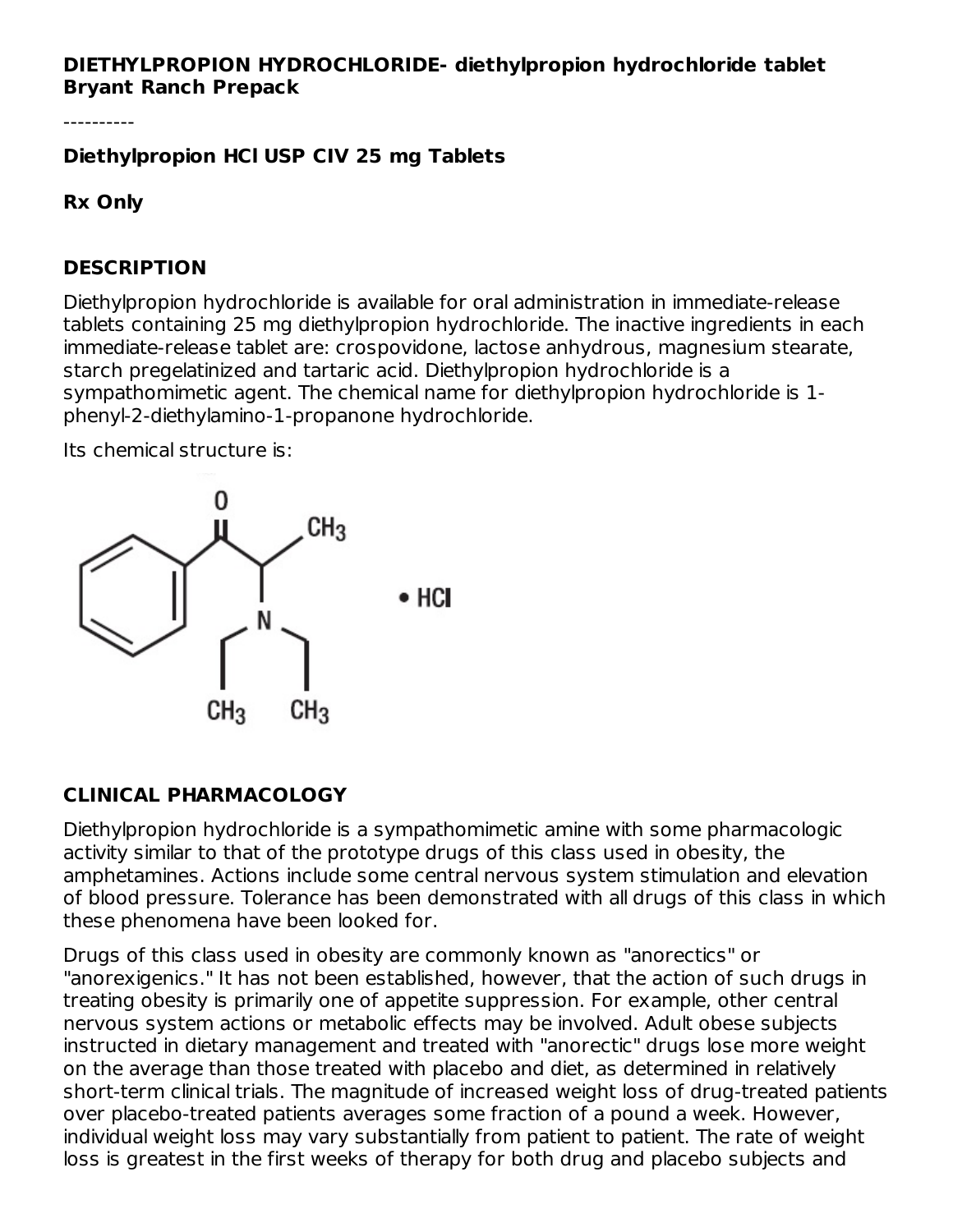**DIETHYLPROPION HYDROCHLORIDE- diethylpropion hydrochloride tablet**
**Bryant Ranch Prepack**

----------

**Diethylpropion HCl USP CIV 25 mg Tablets**

**Rx Only**

## DESCRIPTION

Diethylpropion hydrochloride is available for oral administration in immediate-release tablets containing 25 mg diethylpropion hydrochloride. The inactive ingredients in each immediate-release tablet are: crospovidone, lactose anhydrous, magnesium stearate, starch pregelatinized and tartaric acid. Diethylpropion hydrochloride is a sympathomimetic agent. The chemical name for diethylpropion hydrochloride is 1-phenyl-2-diethylamino-1-propanone hydrochloride.

Its chemical structure is:

## CLINICAL PHARMACOLOGY

Diethylpropion hydrochloride is a sympathomimetic amine with some pharmacologic activity similar to that of the prototype drugs of this class used in obesity, the amphetamines. Actions include some central nervous system stimulation and elevation of blood pressure. Tolerance has been demonstrated with all drugs of this class in which these phenomena have been looked for.

Drugs of this class used in obesity are commonly known as "anorectics" or "anorexigenics." It has not been established, however, that the action of such drugs in treating obesity is primarily one of appetite suppression. For example, other central nervous system actions or metabolic effects may be involved. Adult obese subjects instructed in dietary management and treated with "anorectic" drugs lose more weight on the average than those treated with placebo and diet, as determined in relatively short-term clinical trials. The magnitude of increased weight loss of drug-treated patients over placebo-treated patients averages some fraction of a pound a week. However, individual weight loss may vary substantially from patient to patient. The rate of weight loss is greatest in the first weeks of therapy for both drug and placebo subjects and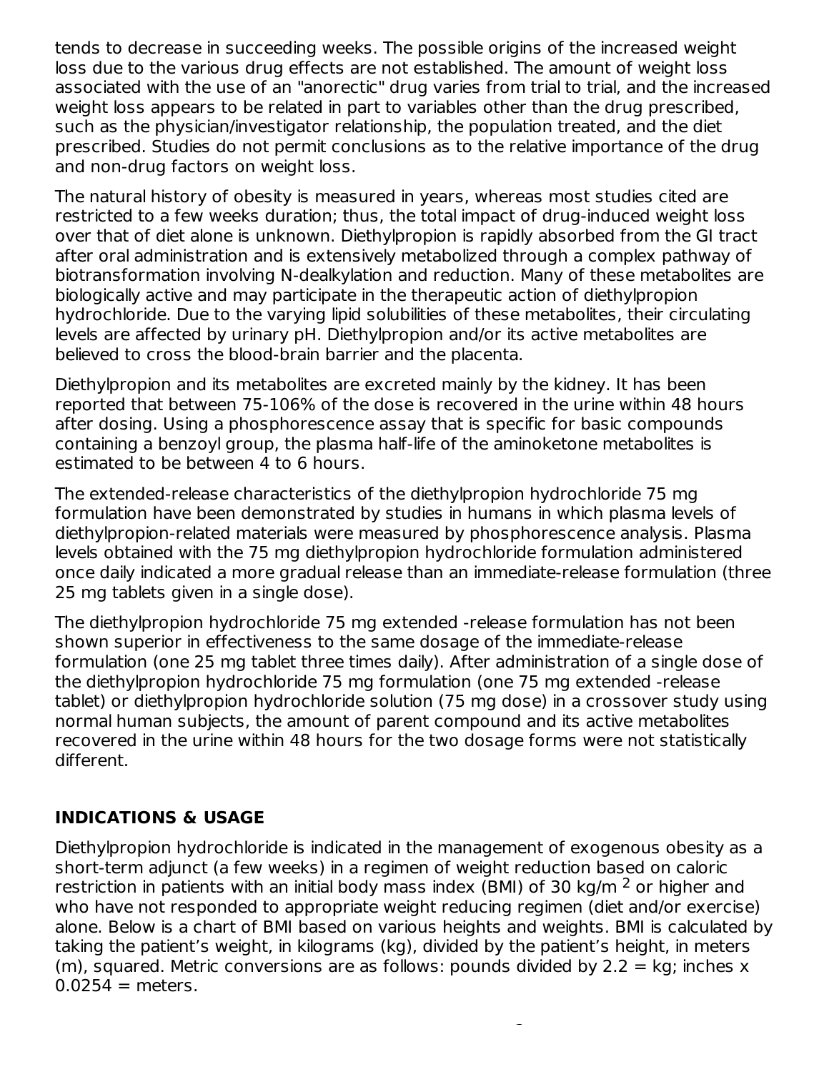tends to decrease in succeeding weeks. The possible origins of the increased weight loss due to the various drug effects are not established. The amount of weight loss associated with the use of an "anorectic" drug varies from trial to trial, and the increased weight loss appears to be related in part to variables other than the drug prescribed, such as the physician/investigator relationship, the population treated, and the diet prescribed. Studies do not permit conclusions as to the relative importance of the drug and non-drug factors on weight loss.

The natural history of obesity is measured in years, whereas most studies cited are restricted to a few weeks duration; thus, the total impact of drug-induced weight loss over that of diet alone is unknown. Diethylpropion is rapidly absorbed from the GI tract after oral administration and is extensively metabolized through a complex pathway of biotransformation involving N-dealkylation and reduction. Many of these metabolites are biologically active and may participate in the therapeutic action of diethylpropion hydrochloride. Due to the varying lipid solubilities of these metabolites, their circulating levels are affected by urinary pH. Diethylpropion and/or its active metabolites are believed to cross the blood-brain barrier and the placenta.

Diethylpropion and its metabolites are excreted mainly by the kidney. It has been reported that between 75-106% of the dose is recovered in the urine within 48 hours after dosing. Using a phosphorescence assay that is specific for basic compounds containing a benzoyl group, the plasma half-life of the aminoketone metabolites is estimated to be between 4 to 6 hours.

The extended-release characteristics of the diethylpropion hydrochloride 75 mg formulation have been demonstrated by studies in humans in which plasma levels of diethylpropion-related materials were measured by phosphorescence analysis. Plasma levels obtained with the 75 mg diethylpropion hydrochloride formulation administered once daily indicated a more gradual release than an immediate-release formulation (three 25 mg tablets given in a single dose).

The diethylpropion hydrochloride 75 mg extended -release formulation has not been shown superior in effectiveness to the same dosage of the immediate-release formulation (one 25 mg tablet three times daily). After administration of a single dose of the diethylpropion hydrochloride 75 mg formulation (one 75 mg extended -release tablet) or diethylpropion hydrochloride solution (75 mg dose) in a crossover study using normal human subjects, the amount of parent compound and its active metabolites recovered in the urine within 48 hours for the two dosage forms were not statistically different.

## INDICATIONS & USAGE

Diethylpropion hydrochloride is indicated in the management of exogenous obesity as a short-term adjunct (a few weeks) in a regimen of weight reduction based on caloric restriction in patients with an initial body mass index (BMI) of 30 kg/m $^2$ or higher and who have not responded to appropriate weight reducing regimen (diet and/or exercise) alone. Below is a chart of BMI based on various heights and weights. BMI is calculated by taking the patient's weight, in kilograms (kg), divided by the patient's height, in meters (m), squared. Metric conversions are as follows: pounds divided by 2.2 = kg; inches x 0.0254 = meters.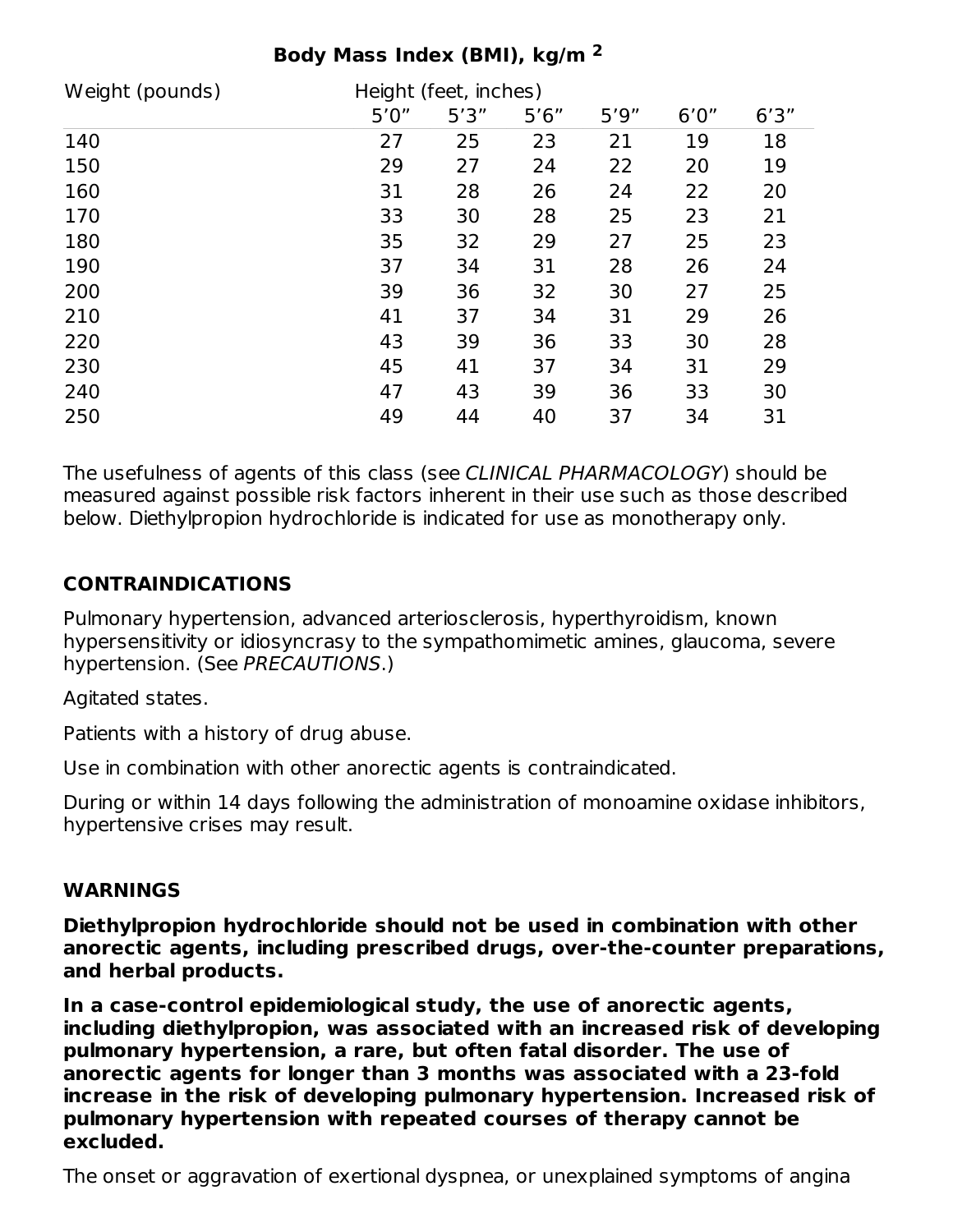**Body Mass Index (BMI), kg/m$^2$**

| Weight (pounds) | Height (feet, inches) | | | | | |
|---|---|---|---|---|---|---|
| | 5′0″ | 5′3″ | 5′6″ | 5′9″ | 6′0″ | 6′3″ |
| 140 | 27 | 25 | 23 | 21 | 19 | 18 |
| 150 | 29 | 27 | 24 | 22 | 20 | 19 |
| 160 | 31 | 28 | 26 | 24 | 22 | 20 |
| 170 | 33 | 30 | 28 | 25 | 23 | 21 |
| 180 | 35 | 32 | 29 | 27 | 25 | 23 |
| 190 | 37 | 34 | 31 | 28 | 26 | 24 |
| 200 | 39 | 36 | 32 | 30 | 27 | 25 |
| 210 | 41 | 37 | 34 | 31 | 29 | 26 |
| 220 | 43 | 39 | 36 | 33 | 30 | 28 |
| 230 | 45 | 41 | 37 | 34 | 31 | 29 |
| 240 | 47 | 43 | 39 | 36 | 33 | 30 |
| 250 | 49 | 44 | 40 | 37 | 34 | 31 |

The usefulness of agents of this class (see *CLINICAL PHARMACOLOGY*) should be measured against possible risk factors inherent in their use such as those described below. Diethylpropion hydrochloride is indicated for use as monotherapy only.

## CONTRAINDICATIONS

Pulmonary hypertension, advanced arteriosclerosis, hyperthyroidism, known hypersensitivity or idiosyncrasy to the sympathomimetic amines, glaucoma, severe hypertension. (See *PRECAUTIONS*.)

Agitated states.

Patients with a history of drug abuse.

Use in combination with other anorectic agents is contraindicated.

During or within 14 days following the administration of monoamine oxidase inhibitors, hypertensive crises may result.

## WARNINGS

**Diethylpropion hydrochloride should not be used in combination with other anorectic agents, including prescribed drugs, over-the-counter preparations, and herbal products.**

**In a case-control epidemiological study, the use of anorectic agents, including diethylpropion, was associated with an increased risk of developing pulmonary hypertension, a rare, but often fatal disorder. The use of anorectic agents for longer than 3 months was associated with a 23-fold increase in the risk of developing pulmonary hypertension. Increased risk of pulmonary hypertension with repeated courses of therapy cannot be excluded.**

The onset or aggravation of exertional dyspnea, or unexplained symptoms of angina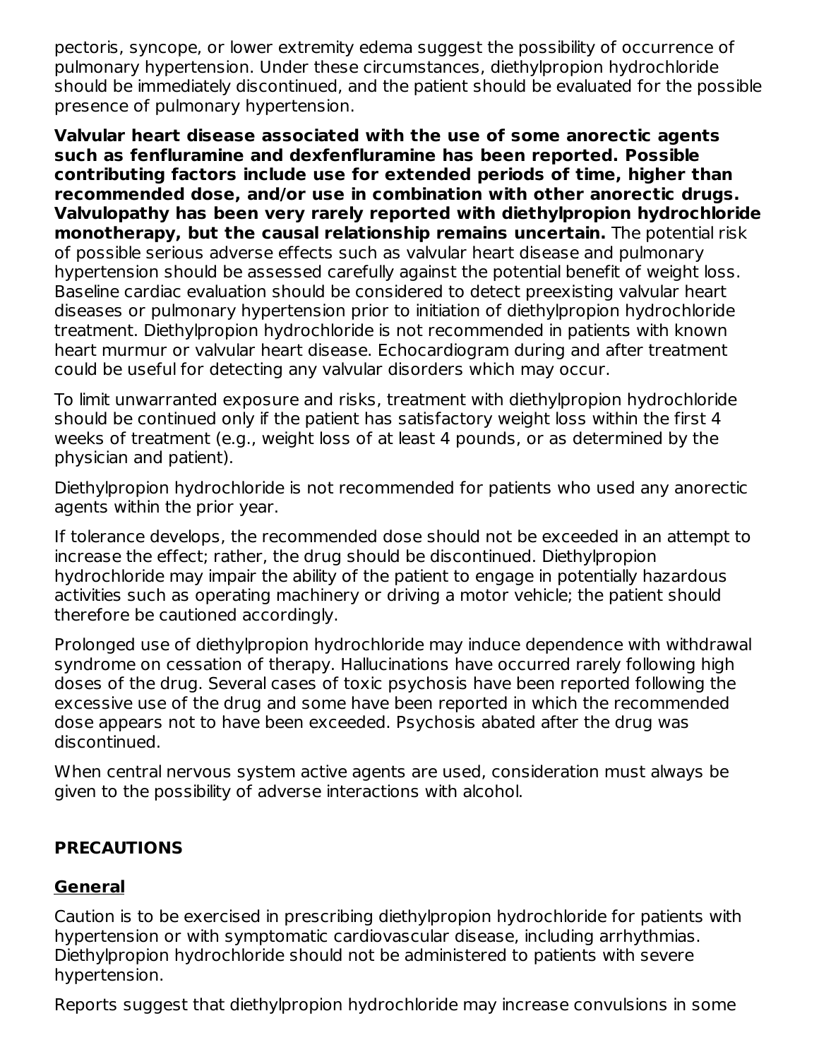pectoris, syncope, or lower extremity edema suggest the possibility of occurrence of pulmonary hypertension. Under these circumstances, diethylpropion hydrochloride should be immediately discontinued, and the patient should be evaluated for the possible presence of pulmonary hypertension.

**Valvular heart disease associated with the use of some anorectic agents such as fenfluramine and dexfenfluramine has been reported. Possible contributing factors include use for extended periods of time, higher than recommended dose, and/or use in combination with other anorectic drugs. Valvulopathy has been very rarely reported with diethylpropion hydrochloride monotherapy, but the causal relationship remains uncertain.** The potential risk of possible serious adverse effects such as valvular heart disease and pulmonary hypertension should be assessed carefully against the potential benefit of weight loss. Baseline cardiac evaluation should be considered to detect preexisting valvular heart diseases or pulmonary hypertension prior to initiation of diethylpropion hydrochloride treatment. Diethylpropion hydrochloride is not recommended in patients with known heart murmur or valvular heart disease. Echocardiogram during and after treatment could be useful for detecting any valvular disorders which may occur.

To limit unwarranted exposure and risks, treatment with diethylpropion hydrochloride should be continued only if the patient has satisfactory weight loss within the first 4 weeks of treatment (e.g., weight loss of at least 4 pounds, or as determined by the physician and patient).

Diethylpropion hydrochloride is not recommended for patients who used any anorectic agents within the prior year.

If tolerance develops, the recommended dose should not be exceeded in an attempt to increase the effect; rather, the drug should be discontinued. Diethylpropion hydrochloride may impair the ability of the patient to engage in potentially hazardous activities such as operating machinery or driving a motor vehicle; the patient should therefore be cautioned accordingly.

Prolonged use of diethylpropion hydrochloride may induce dependence with withdrawal syndrome on cessation of therapy. Hallucinations have occurred rarely following high doses of the drug. Several cases of toxic psychosis have been reported following the excessive use of the drug and some have been reported in which the recommended dose appears not to have been exceeded. Psychosis abated after the drug was discontinued.

When central nervous system active agents are used, consideration must always be given to the possibility of adverse interactions with alcohol.

## PRECAUTIONS

### General

Caution is to be exercised in prescribing diethylpropion hydrochloride for patients with hypertension or with symptomatic cardiovascular disease, including arrhythmias. Diethylpropion hydrochloride should not be administered to patients with severe hypertension.

Reports suggest that diethylpropion hydrochloride may increase convulsions in some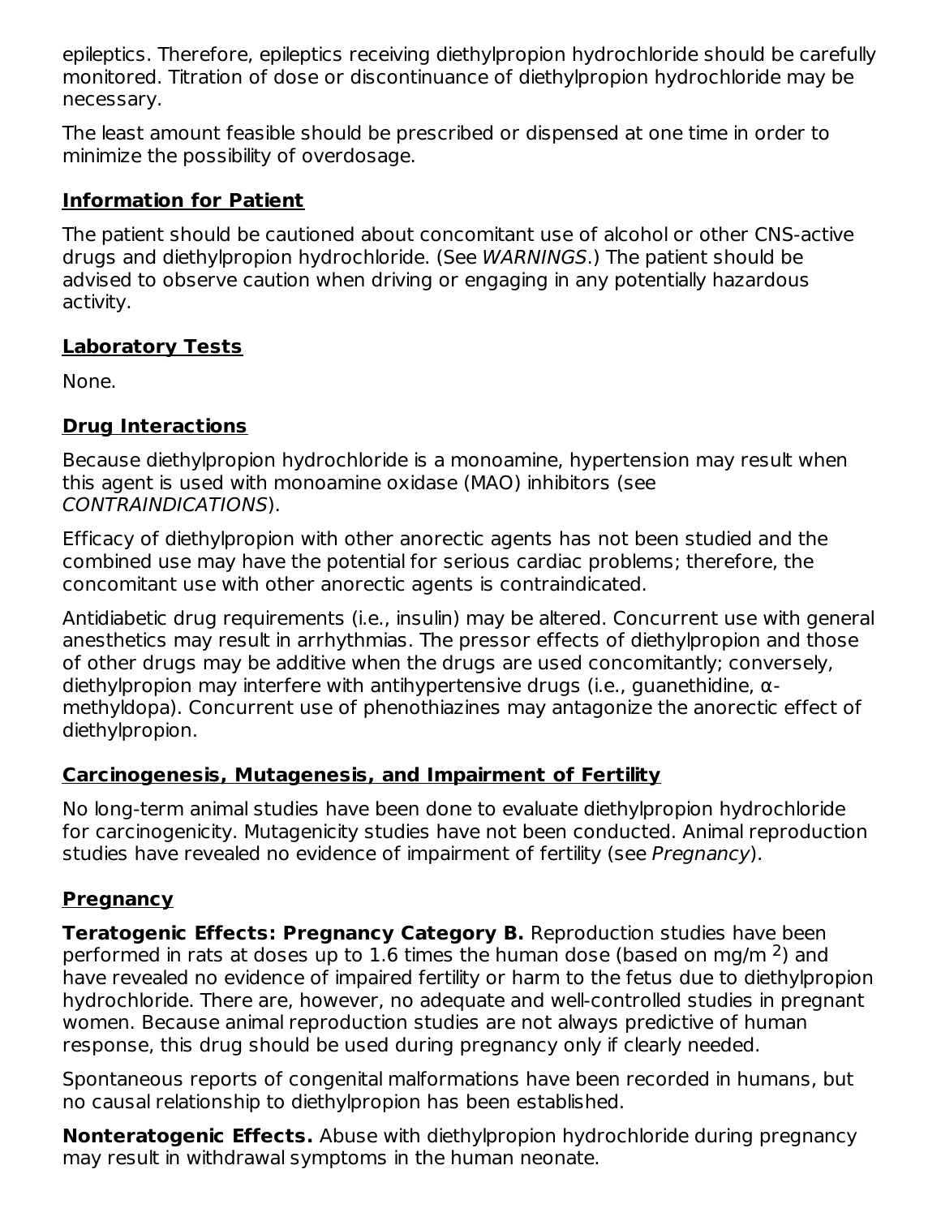epileptics. Therefore, epileptics receiving diethylpropion hydrochloride should be carefully monitored. Titration of dose or discontinuance of diethylpropion hydrochloride may be necessary.

The least amount feasible should be prescribed or dispensed at one time in order to minimize the possibility of overdosage.

## Information for Patient

The patient should be cautioned about concomitant use of alcohol or other CNS-active drugs and diethylpropion hydrochloride. (See *WARNINGS*.) The patient should be advised to observe caution when driving or engaging in any potentially hazardous activity.

## Laboratory Tests

None.

## Drug Interactions

Because diethylpropion hydrochloride is a monoamine, hypertension may result when this agent is used with monoamine oxidase (MAO) inhibitors (see *CONTRAINDICATIONS*).

Efficacy of diethylpropion with other anorectic agents has not been studied and the combined use may have the potential for serious cardiac problems; therefore, the concomitant use with other anorectic agents is contraindicated.

Antidiabetic drug requirements (i.e., insulin) may be altered. Concurrent use with general anesthetics may result in arrhythmias. The pressor effects of diethylpropion and those of other drugs may be additive when the drugs are used concomitantly; conversely, diethylpropion may interfere with antihypertensive drugs (i.e., guanethidine, α-methyldopa). Concurrent use of phenothiazines may antagonize the anorectic effect of diethylpropion.

## Carcinogenesis, Mutagenesis, and Impairment of Fertility

No long-term animal studies have been done to evaluate diethylpropion hydrochloride for carcinogenicity. Mutagenicity studies have not been conducted. Animal reproduction studies have revealed no evidence of impairment of fertility (see *Pregnancy*).

## Pregnancy

**Teratogenic Effects: Pregnancy Category B.** Reproduction studies have been performed in rats at doses up to 1.6 times the human dose (based on $mg/m^2$) and have revealed no evidence of impaired fertility or harm to the fetus due to diethylpropion hydrochloride. There are, however, no adequate and well-controlled studies in pregnant women. Because animal reproduction studies are not always predictive of human response, this drug should be used during pregnancy only if clearly needed.

Spontaneous reports of congenital malformations have been recorded in humans, but no causal relationship to diethylpropion has been established.

**Nonteratogenic Effects.** Abuse with diethylpropion hydrochloride during pregnancy may result in withdrawal symptoms in the human neonate.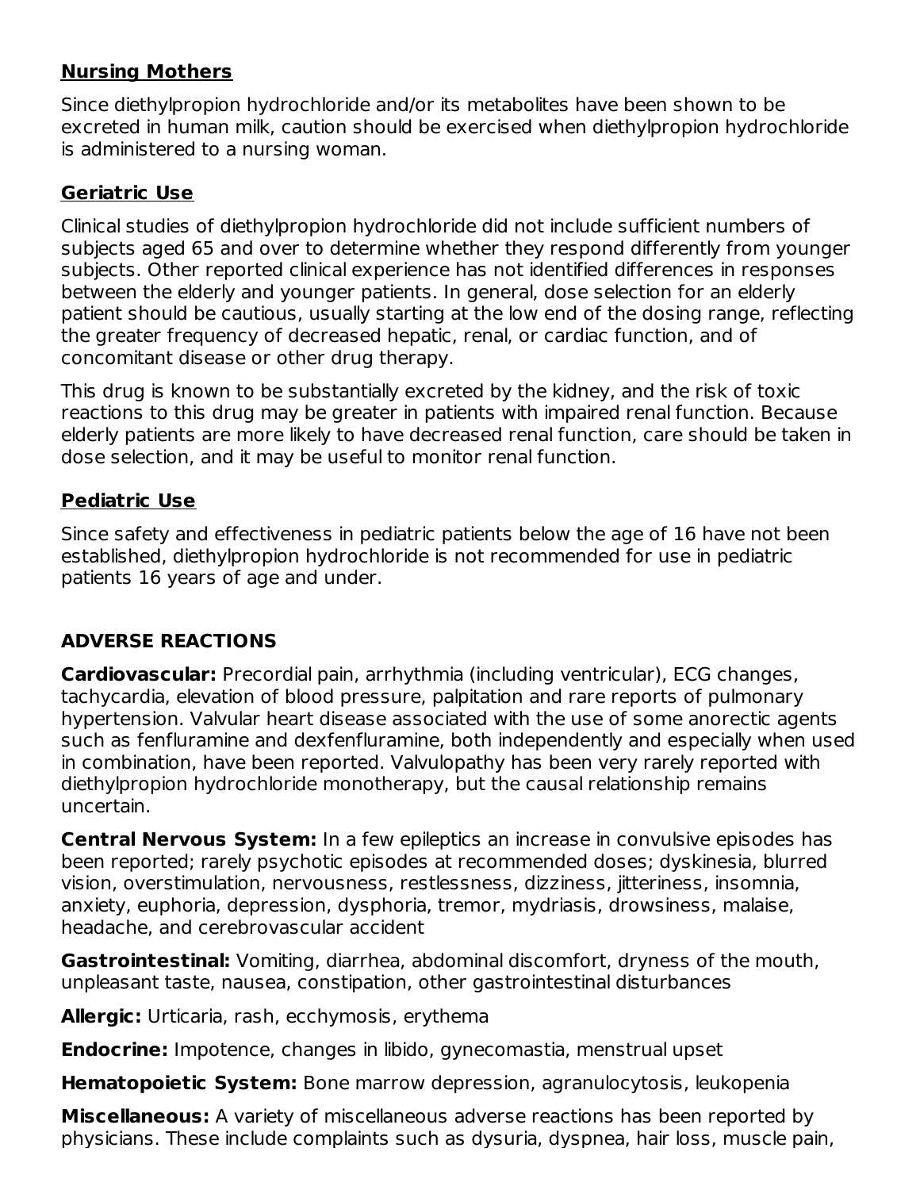**Nursing Mothers**

Since diethylpropion hydrochloride and/or its metabolites have been shown to be excreted in human milk, caution should be exercised when diethylpropion hydrochloride is administered to a nursing woman.

**Geriatric Use**

Clinical studies of diethylpropion hydrochloride did not include sufficient numbers of subjects aged 65 and over to determine whether they respond differently from younger subjects. Other reported clinical experience has not identified differences in responses between the elderly and younger patients. In general, dose selection for an elderly patient should be cautious, usually starting at the low end of the dosing range, reflecting the greater frequency of decreased hepatic, renal, or cardiac function, and of concomitant disease or other drug therapy.

This drug is known to be substantially excreted by the kidney, and the risk of toxic reactions to this drug may be greater in patients with impaired renal function. Because elderly patients are more likely to have decreased renal function, care should be taken in dose selection, and it may be useful to monitor renal function.

**Pediatric Use**

Since safety and effectiveness in pediatric patients below the age of 16 have not been established, diethylpropion hydrochloride is not recommended for use in pediatric patients 16 years of age and under.

## ADVERSE REACTIONS

**Cardiovascular:** Precordial pain, arrhythmia (including ventricular), ECG changes, tachycardia, elevation of blood pressure, palpitation and rare reports of pulmonary hypertension. Valvular heart disease associated with the use of some anorectic agents such as fenfluramine and dexfenfluramine, both independently and especially when used in combination, have been reported. Valvulopathy has been very rarely reported with diethylpropion hydrochloride monotherapy, but the causal relationship remains uncertain.

**Central Nervous System:** In a few epileptics an increase in convulsive episodes has been reported; rarely psychotic episodes at recommended doses; dyskinesia, blurred vision, overstimulation, nervousness, restlessness, dizziness, jitteriness, insomnia, anxiety, euphoria, depression, dysphoria, tremor, mydriasis, drowsiness, malaise, headache, and cerebrovascular accident

**Gastrointestinal:** Vomiting, diarrhea, abdominal discomfort, dryness of the mouth, unpleasant taste, nausea, constipation, other gastrointestinal disturbances

**Allergic:** Urticaria, rash, ecchymosis, erythema

**Endocrine:** Impotence, changes in libido, gynecomastia, menstrual upset

**Hematopoietic System:** Bone marrow depression, agranulocytosis, leukopenia

**Miscellaneous:** A variety of miscellaneous adverse reactions has been reported by physicians. These include complaints such as dysuria, dyspnea, hair loss, muscle pain,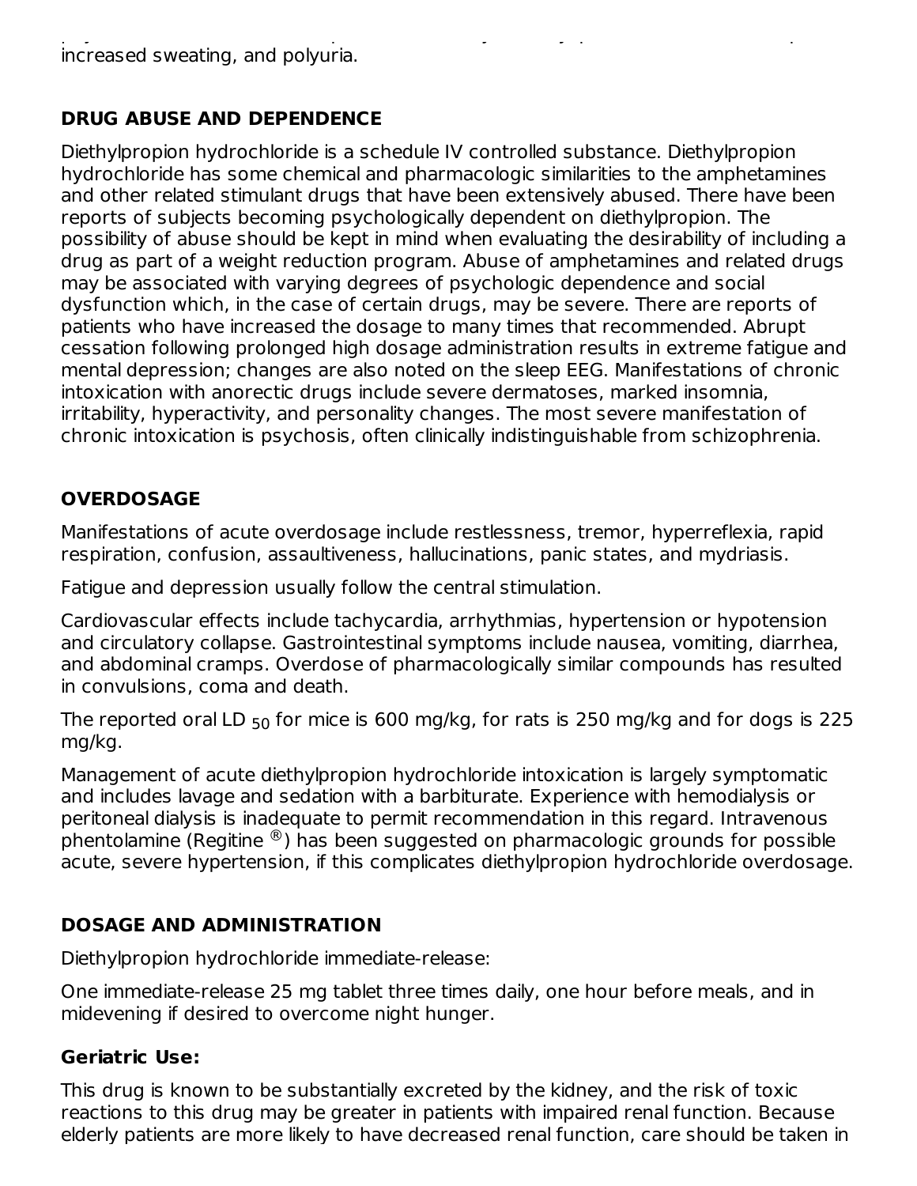increased sweating, and polyuria.

## DRUG ABUSE AND DEPENDENCE

Diethylpropion hydrochloride is a schedule IV controlled substance. Diethylpropion hydrochloride has some chemical and pharmacologic similarities to the amphetamines and other related stimulant drugs that have been extensively abused. There have been reports of subjects becoming psychologically dependent on diethylpropion. The possibility of abuse should be kept in mind when evaluating the desirability of including a drug as part of a weight reduction program. Abuse of amphetamines and related drugs may be associated with varying degrees of psychologic dependence and social dysfunction which, in the case of certain drugs, may be severe. There are reports of patients who have increased the dosage to many times that recommended. Abrupt cessation following prolonged high dosage administration results in extreme fatigue and mental depression; changes are also noted on the sleep EEG. Manifestations of chronic intoxication with anorectic drugs include severe dermatoses, marked insomnia, irritability, hyperactivity, and personality changes. The most severe manifestation of chronic intoxication is psychosis, often clinically indistinguishable from schizophrenia.

## OVERDOSAGE

Manifestations of acute overdosage include restlessness, tremor, hyperreflexia, rapid respiration, confusion, assaultiveness, hallucinations, panic states, and mydriasis.

Fatigue and depression usually follow the central stimulation.

Cardiovascular effects include tachycardia, arrhythmias, hypertension or hypotension and circulatory collapse. Gastrointestinal symptoms include nausea, vomiting, diarrhea, and abdominal cramps. Overdose of pharmacologically similar compounds has resulted in convulsions, coma and death.

The reported oral $LD_{50}$ for mice is 600 mg/kg, for rats is 250 mg/kg and for dogs is 225 mg/kg.

Management of acute diethylpropion hydrochloride intoxication is largely symptomatic and includes lavage and sedation with a barbiturate. Experience with hemodialysis or peritoneal dialysis is inadequate to permit recommendation in this regard. Intravenous phentolamine (Regitine ®) has been suggested on pharmacologic grounds for possible acute, severe hypertension, if this complicates diethylpropion hydrochloride overdosage.

## DOSAGE AND ADMINISTRATION

Diethylpropion hydrochloride immediate-release:

One immediate-release 25 mg tablet three times daily, one hour before meals, and in midevening if desired to overcome night hunger.

### Geriatric Use:

This drug is known to be substantially excreted by the kidney, and the risk of toxic reactions to this drug may be greater in patients with impaired renal function. Because elderly patients are more likely to have decreased renal function, care should be taken in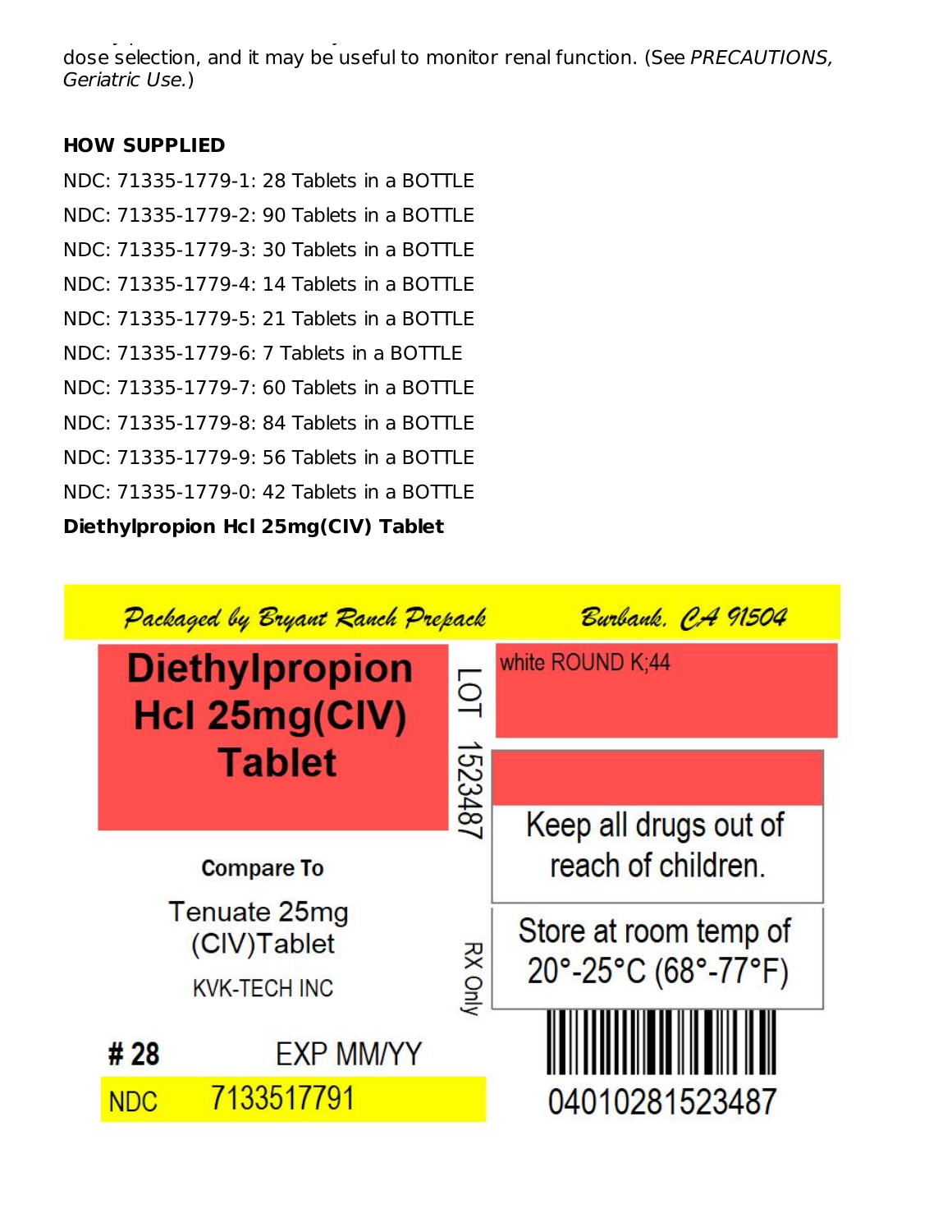dose selection, and it may be useful to monitor renal function. (See *PRECAUTIONS, Geriatric Use.*)

## HOW SUPPLIED

NDC: 71335-1779-1: 28 Tablets in a BOTTLE

NDC: 71335-1779-2: 90 Tablets in a BOTTLE

NDC: 71335-1779-3: 30 Tablets in a BOTTLE

NDC: 71335-1779-4: 14 Tablets in a BOTTLE

NDC: 71335-1779-5: 21 Tablets in a BOTTLE

NDC: 71335-1779-6: 7 Tablets in a BOTTLE

NDC: 71335-1779-7: 60 Tablets in a BOTTLE

NDC: 71335-1779-8: 84 Tablets in a BOTTLE

NDC: 71335-1779-9: 56 Tablets in a BOTTLE

NDC: 71335-1779-0: 42 Tablets in a BOTTLE

**Diethylpropion Hcl 25mg(CIV) Tablet**

Packaged by Bryant Ranch Prepack    Burbank, CA 91504

**Diethylpropion Hcl 25mg(CIV) Tablet**

LOT 1523487

white ROUND K;44

Keep all drugs out of reach of children.

**Compare To**

Tenuate 25mg (CIV)Tablet

KVK-TECH INC

RX Only

Store at room temp of 20°-25°C (68°-77°F)

**# 28**    EXP MM/YY

NDC 7133517791

04010281523487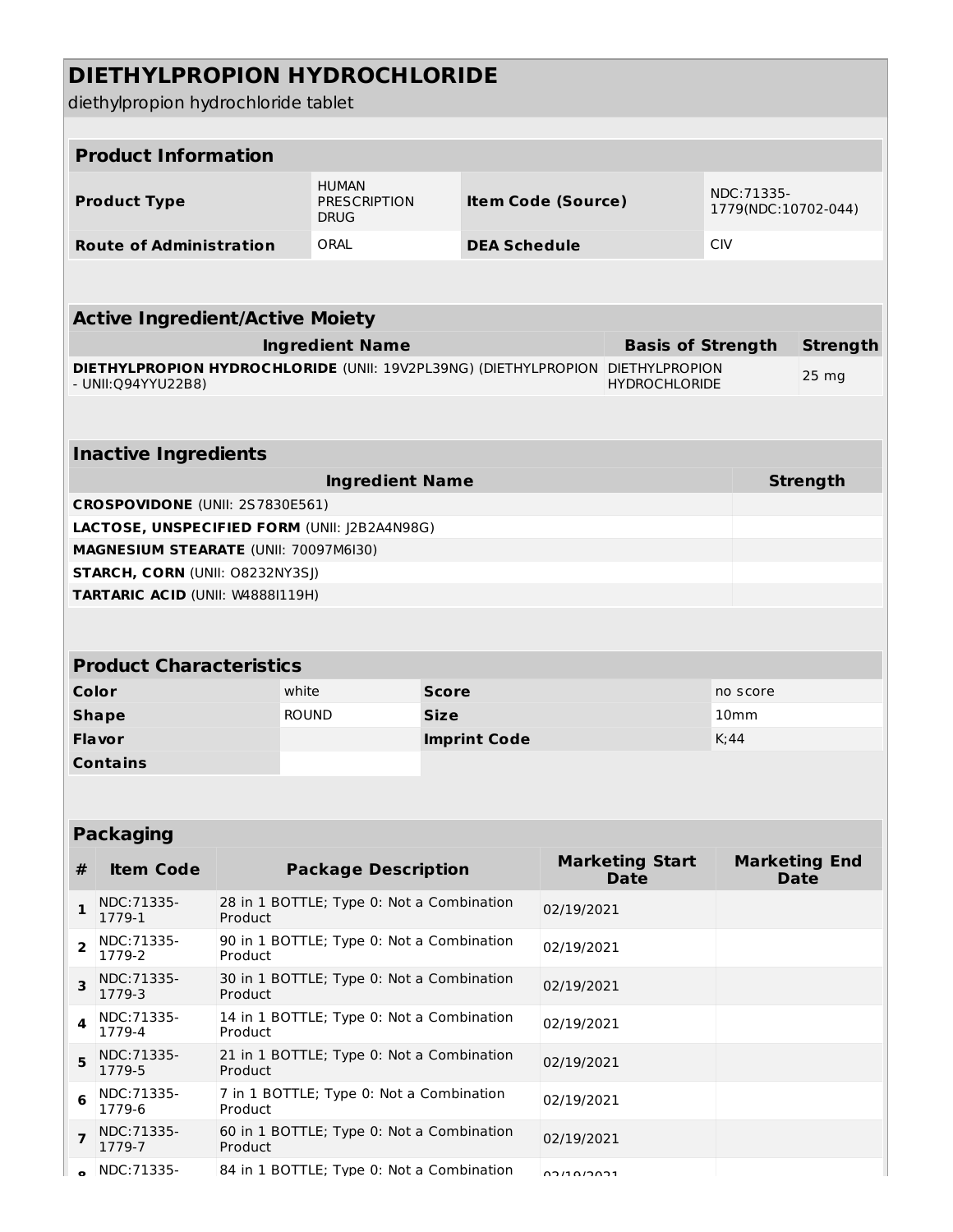# DIETHYLPROPION HYDROCHLORIDE

diethylpropion hydrochloride tablet

## Product Information

| | | | |
|---|---|---|---|
| **Product Type** | HUMAN PRESCRIPTION DRUG | **Item Code (Source)** | NDC:71335-1779(NDC:10702-044) |
| **Route of Administration** | ORAL | **DEA Schedule** | CIV |

## Active Ingredient/Active Moiety

| Ingredient Name | Basis of Strength | Strength |
|---|---|---|
| **DIETHYLPROPION HYDROCHLORIDE** (UNII: 19V2PL39NG) (DIETHYLPROPION - UNII:Q94YYU22B8) | DIETHYLPROPION HYDROCHLORIDE | 25 mg |

## Inactive Ingredients

| Ingredient Name | Strength |
|---|---|
| **CROSPOVIDONE** (UNII: 2S7830E561) | |
| **LACTOSE, UNSPECIFIED FORM** (UNII: J2B2A4N98G) | |
| **MAGNESIUM STEARATE** (UNII: 70097M6I30) | |
| **STARCH, CORN** (UNII: O8232NY3SJ) | |
| **TARTARIC ACID** (UNII: W4888I119H) | |

## Product Characteristics

| | | | |
|---|---|---|---|
| **Color** | white | **Score** | no score |
| **Shape** | ROUND | **Size** | 10mm |
| **Flavor** | | **Imprint Code** | K;44 |
| **Contains** | | | |

## Packaging

| # | Item Code | Package Description | Marketing Start Date | Marketing End Date |
|---|---|---|---|---|
| 1 | NDC:71335-1779-1 | 28 in 1 BOTTLE; Type 0: Not a Combination Product | 02/19/2021 | |
| 2 | NDC:71335-1779-2 | 90 in 1 BOTTLE; Type 0: Not a Combination Product | 02/19/2021 | |
| 3 | NDC:71335-1779-3 | 30 in 1 BOTTLE; Type 0: Not a Combination Product | 02/19/2021 | |
| 4 | NDC:71335-1779-4 | 14 in 1 BOTTLE; Type 0: Not a Combination Product | 02/19/2021 | |
| 5 | NDC:71335-1779-5 | 21 in 1 BOTTLE; Type 0: Not a Combination Product | 02/19/2021 | |
| 6 | NDC:71335-1779-6 | 7 in 1 BOTTLE; Type 0: Not a Combination Product | 02/19/2021 | |
| 7 | NDC:71335-1779-7 | 60 in 1 BOTTLE; Type 0: Not a Combination Product | 02/19/2021 | |
| 8 | NDC:71335- | 84 in 1 BOTTLE; Type 0: Not a Combination | 02/19/2021 | |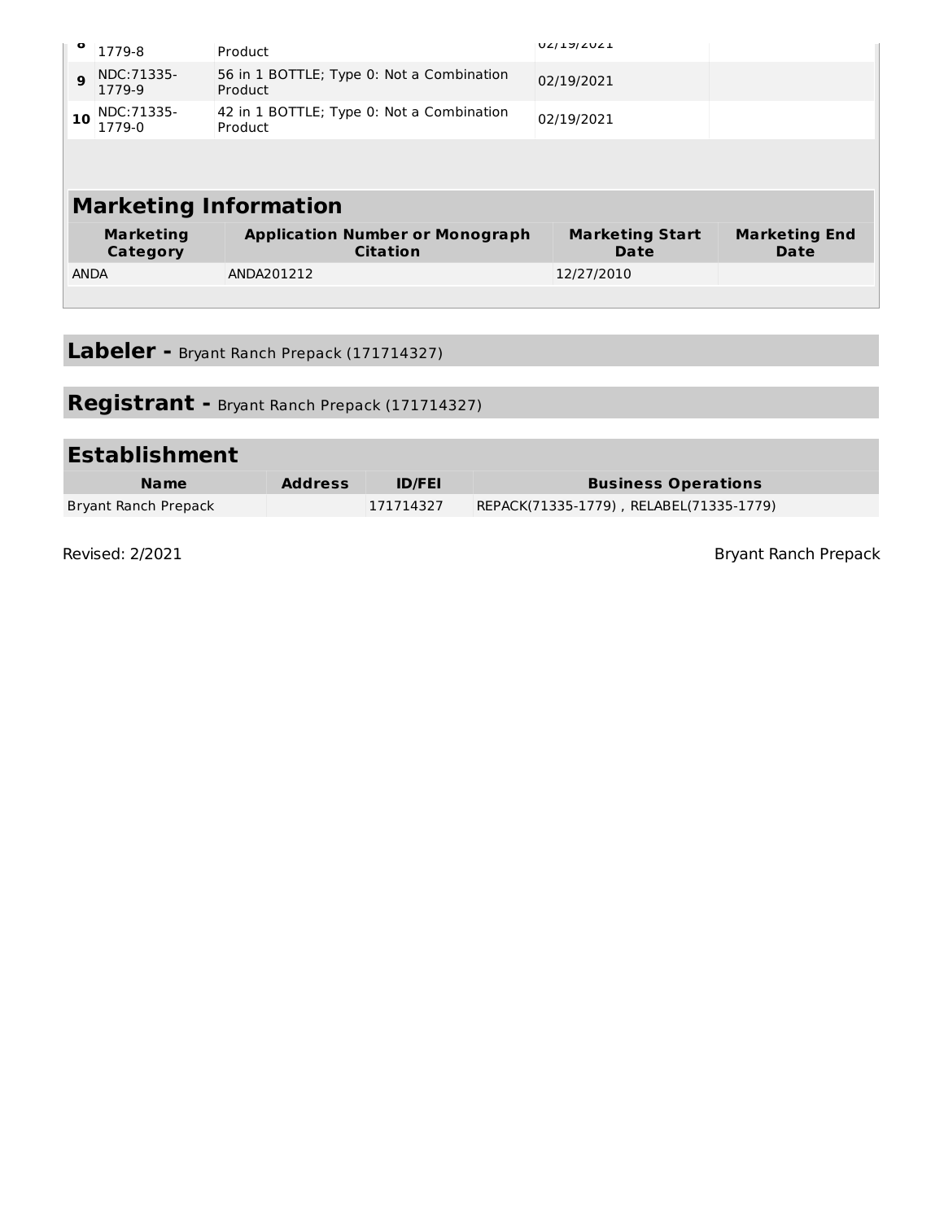| | | | | |
|---|---|---|---|---|
| 8 | NDC:71335-1779-8 | Product | 02/19/2021 | |
| 9 | NDC:71335-1779-9 | 56 in 1 BOTTLE; Type 0: Not a Combination Product | 02/19/2021 | |
| 10 | NDC:71335-1779-0 | 42 in 1 BOTTLE; Type 0: Not a Combination Product | 02/19/2021 | |

## Marketing Information

| Marketing Category | Application Number or Monograph Citation | Marketing Start Date | Marketing End Date |
|---|---|---|---|
| ANDA | ANDA201212 | 12/27/2010 | |

## Labeler - Bryant Ranch Prepack (171714327)

## Registrant - Bryant Ranch Prepack (171714327)

## Establishment

| Name | Address | ID/FEI | Business Operations |
|---|---|---|---|
| Bryant Ranch Prepack | | 171714327 | REPACK(71335-1779) , RELABEL(71335-1779) |

Revised: 2/2021

Bryant Ranch Prepack